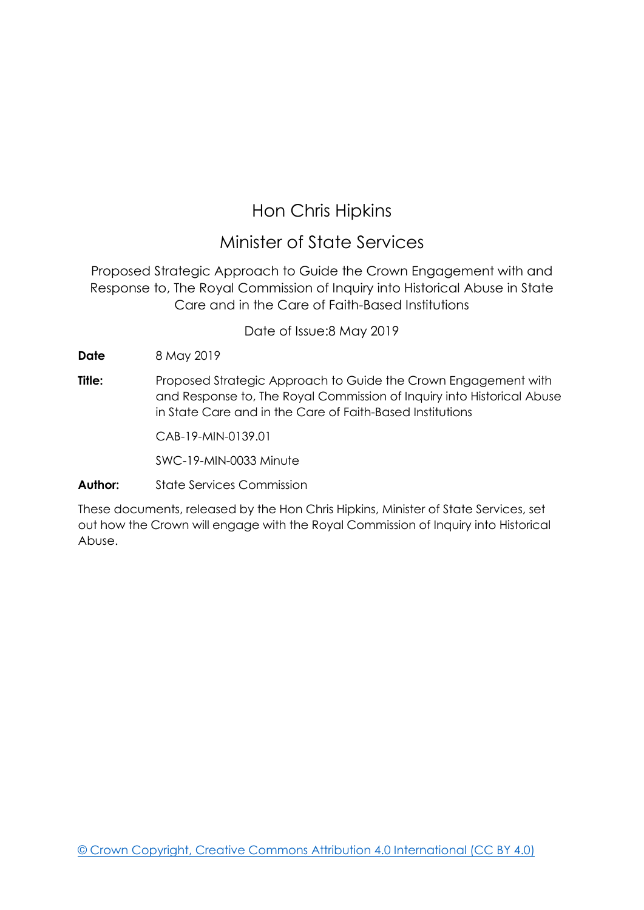# Hon Chris Hipkins

## Minister of State Services

Proposed Strategic Approach to Guide the Crown Engagement with and Response to, The Royal Commission of Inquiry into Historical Abuse in State Care and in the Care of Faith-Based Institutions

Date of Issue:8 May 2019

**Date** 8 May 2019

**Title:** Proposed Strategic Approach to Guide the Crown Engagement with and Response to, The Royal Commission of Inquiry into Historical Abuse in State Care and in the Care of Faith-Based Institutions

CAB-19-MIN-0139.01

SWC-19-MIN-0033 Minute

**Author:** State Services Commission

These documents, released by the Hon Chris Hipkins, Minister of State Services, set out how the Crown will engage with the Royal Commission of Inquiry into Historical Abuse.

© Crown Copyright, Creative Commons Attribution 4.0 International (CC BY 4.0)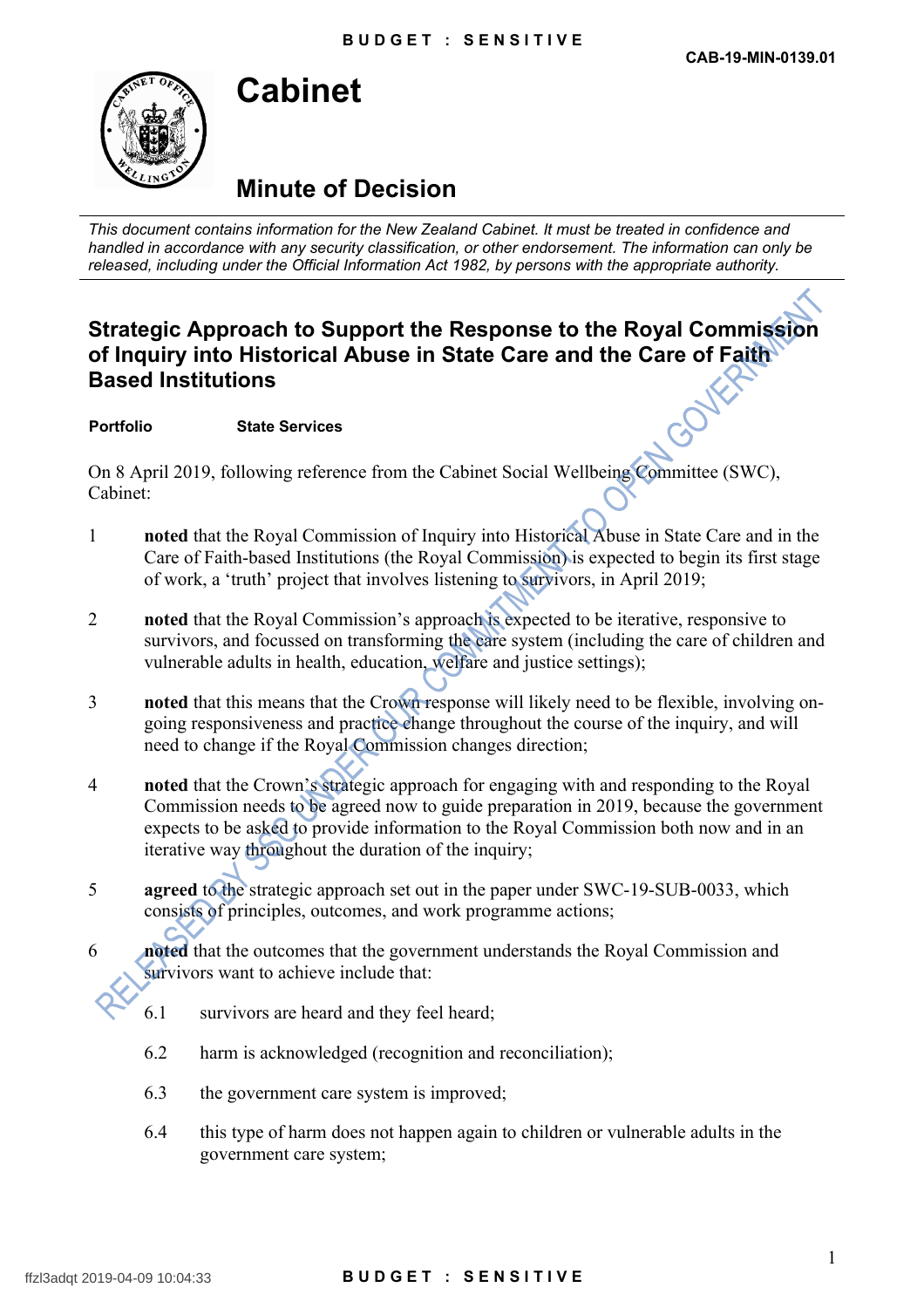CAB-19-MIN-0139.01

# Cabinet

## Minute of Decision

*This document contains information for the New Zealand Cabinet. It must be treated in confidence and handled in accordance with any security classification, or other endorsement. The information can only be released, including under the Official Information Act 1982, by persons with the appropriate authority.*

## Strategic Approach to Support the Response to the Royal Commission of Inquiry into Historical Abuse in State Care and the Care of Faith Based Institutions

**Portfolio** **State Services**

On 8 April 2019, following reference from the Cabinet Social Wellbeing Committee (SWC), Cabinet:

1. **noted** that the Royal Commission of Inquiry into Historical Abuse in State Care and in the Care of Faith-based Institutions (the Royal Commission) is expected to begin its first stage of work, a 'truth' project that involves listening to survivors, in April 2019;

2. **noted** that the Royal Commission's approach is expected to be iterative, responsive to survivors, and focussed on transforming the care system (including the care of children and vulnerable adults in health, education, welfare and justice settings);

3. **noted** that this means that the Crown response will likely need to be flexible, involving on-going responsiveness and practice change throughout the course of the inquiry, and will need to change if the Royal Commission changes direction;

4. **noted** that the Crown's strategic approach for engaging with and responding to the Royal Commission needs to be agreed now to guide preparation in 2019, because the government expects to be asked to provide information to the Royal Commission both now and in an iterative way throughout the duration of the inquiry;

5. **agreed** to the strategic approach set out in the paper under SWC-19-SUB-0033, which consists of principles, outcomes, and work programme actions;

6. **noted** that the outcomes that the government understands the Royal Commission and survivors want to achieve include that:

   6.1 survivors are heard and they feel heard;

   6.2 harm is acknowledged (recognition and reconciliation);

   6.3 the government care system is improved;

   6.4 this type of harm does not happen again to children or vulnerable adults in the government care system;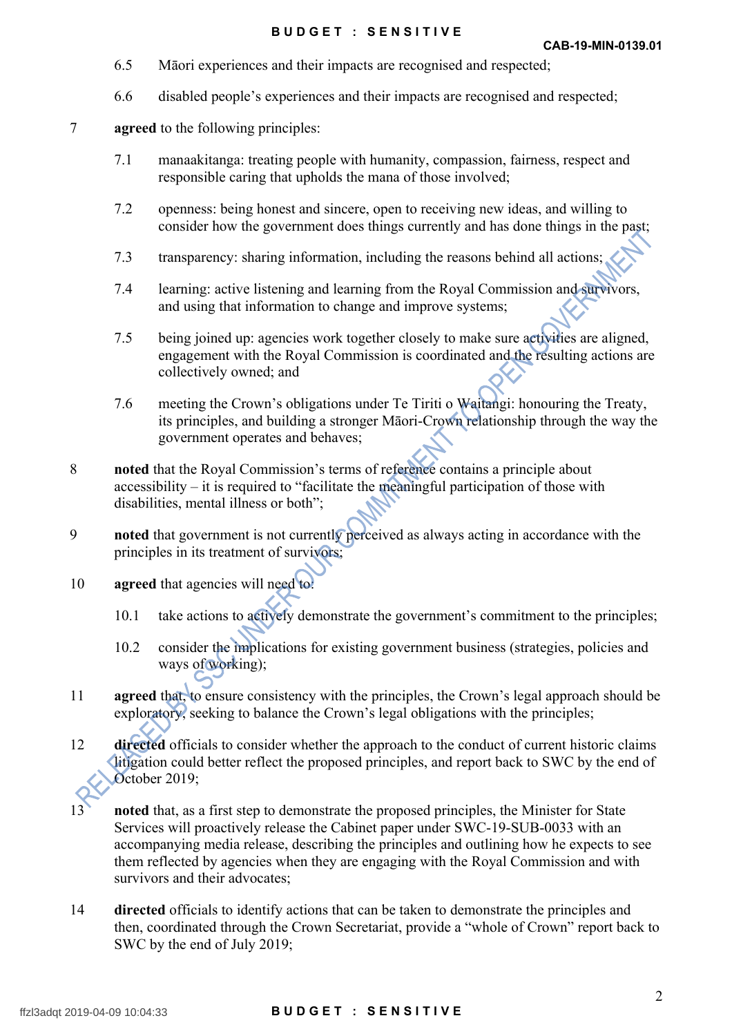6.5 Māori experiences and their impacts are recognised and respected;

6.6 disabled people's experiences and their impacts are recognised and respected;

7 **agreed** to the following principles:

7.1 manaakitanga: treating people with humanity, compassion, fairness, respect and responsible caring that upholds the mana of those involved;

7.2 openness: being honest and sincere, open to receiving new ideas, and willing to consider how the government does things currently and has done things in the past;

7.3 transparency: sharing information, including the reasons behind all actions;

7.4 learning: active listening and learning from the Royal Commission and survivors, and using that information to change and improve systems;

7.5 being joined up: agencies work together closely to make sure activities are aligned, engagement with the Royal Commission is coordinated and the resulting actions are collectively owned; and

7.6 meeting the Crown's obligations under Te Tiriti o Waitangi: honouring the Treaty, its principles, and building a stronger Māori-Crown relationship through the way the government operates and behaves;

8 **noted** that the Royal Commission's terms of reference contains a principle about accessibility – it is required to "facilitate the meaningful participation of those with disabilities, mental illness or both";

9 **noted** that government is not currently perceived as always acting in accordance with the principles in its treatment of survivors;

10 **agreed** that agencies will need to:

10.1 take actions to actively demonstrate the government's commitment to the principles;

10.2 consider the implications for existing government business (strategies, policies and ways of working);

11 **agreed** that, to ensure consistency with the principles, the Crown's legal approach should be exploratory, seeking to balance the Crown's legal obligations with the principles;

12 **directed** officials to consider whether the approach to the conduct of current historic claims litigation could better reflect the proposed principles, and report back to SWC by the end of October 2019;

13 **noted** that, as a first step to demonstrate the proposed principles, the Minister for State Services will proactively release the Cabinet paper under SWC-19-SUB-0033 with an accompanying media release, describing the principles and outlining how he expects to see them reflected by agencies when they are engaging with the Royal Commission and with survivors and their advocates;

14 **directed** officials to identify actions that can be taken to demonstrate the principles and then, coordinated through the Crown Secretariat, provide a "whole of Crown" report back to SWC by the end of July 2019;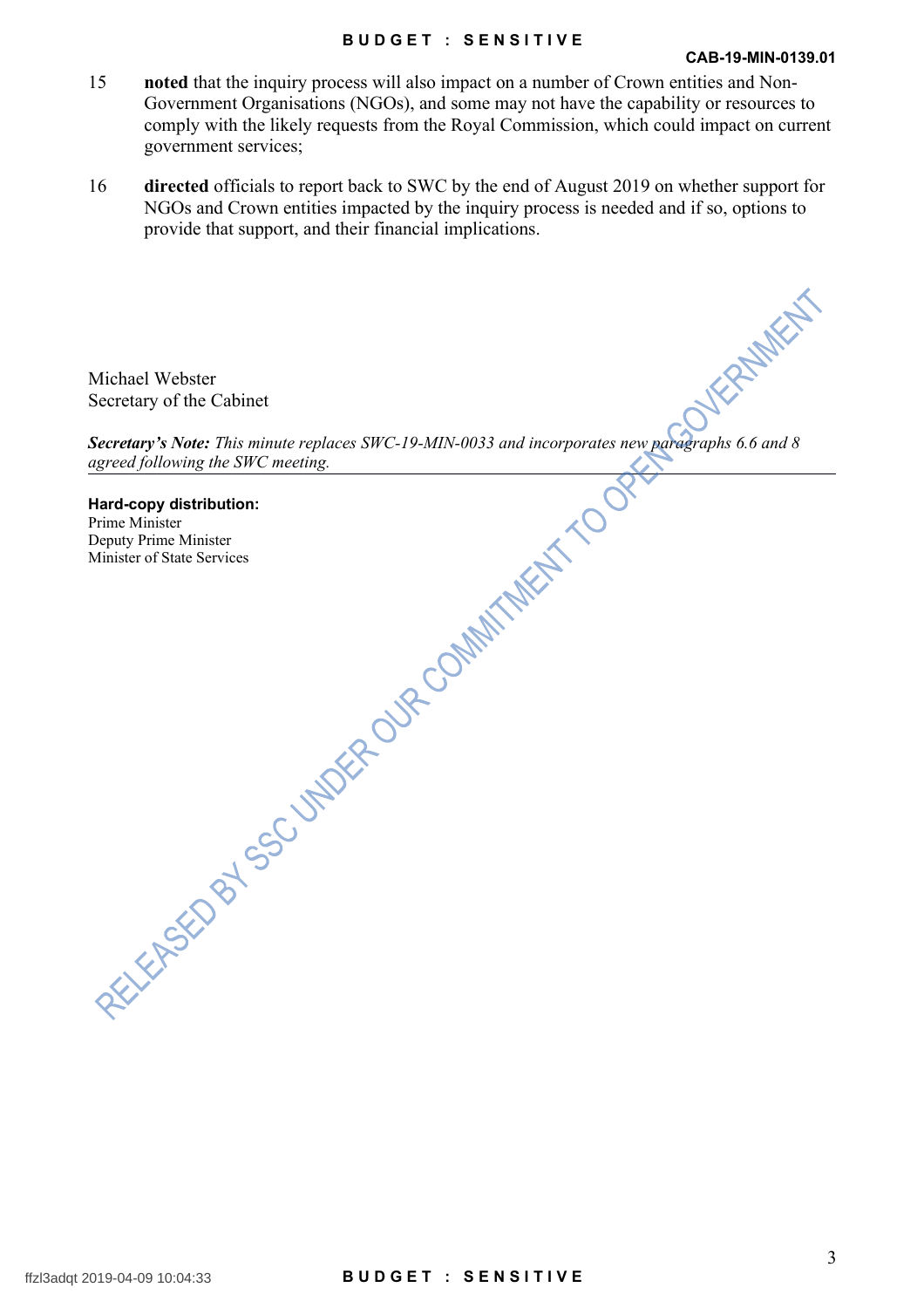15 **noted** that the inquiry process will also impact on a number of Crown entities and Non-Government Organisations (NGOs), and some may not have the capability or resources to comply with the likely requests from the Royal Commission, which could impact on current government services;

16 **directed** officials to report back to SWC by the end of August 2019 on whether support for NGOs and Crown entities impacted by the inquiry process is needed and if so, options to provide that support, and their financial implications.

Michael Webster
Secretary of the Cabinet

***Secretary's Note:*** *This minute replaces SWC-19-MIN-0033 and incorporates new paragraphs 6.6 and 8 agreed following the SWC meeting.*

---

**Hard-copy distribution:**
Prime Minister
Deputy Prime Minister
Minister of State Services

RELEASED BY SSC UNDER OUR COMMITMENT TO OPEN GOVERNMENT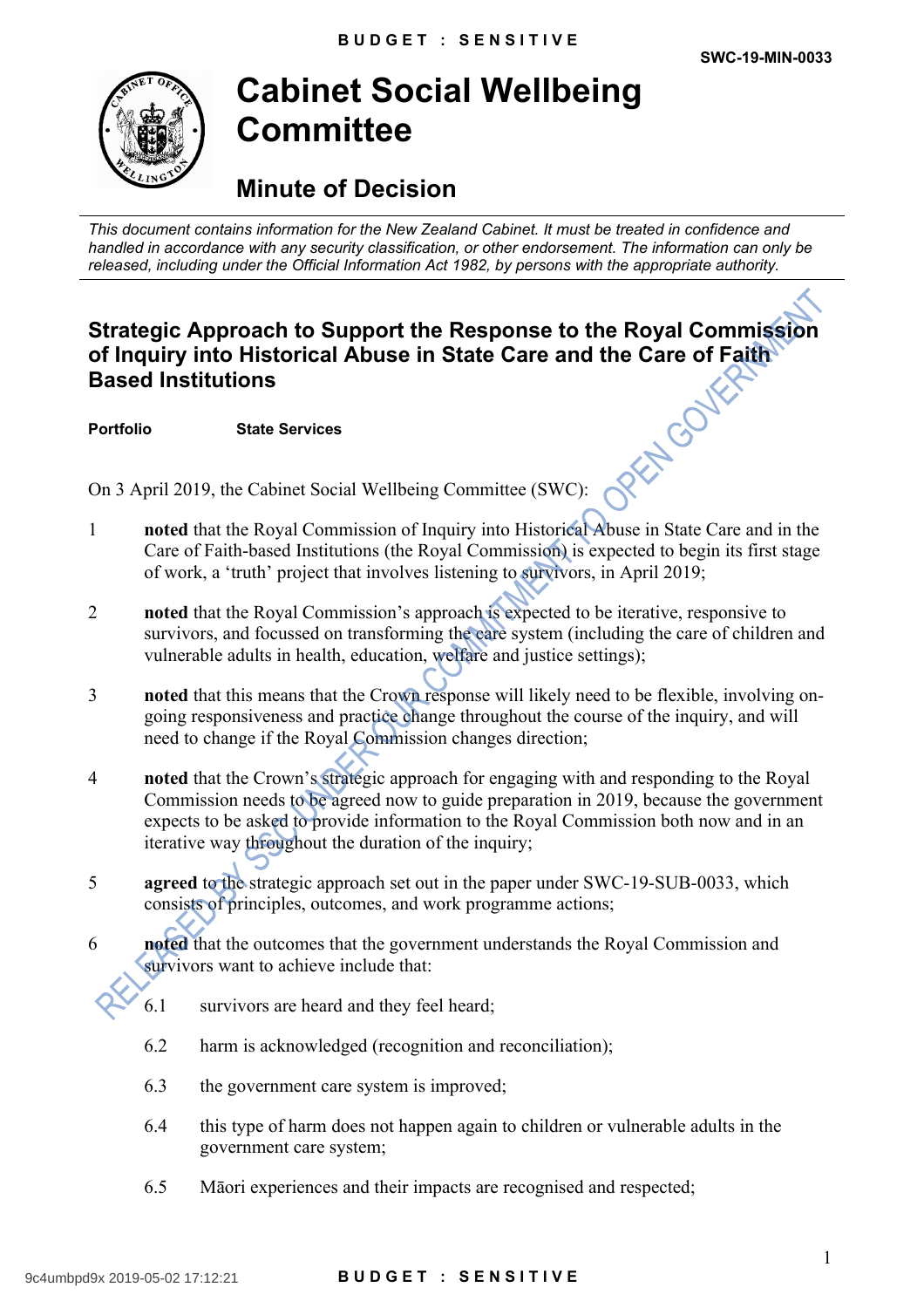# Cabinet Social Wellbeing Committee

## Minute of Decision

*This document contains information for the New Zealand Cabinet. It must be treated in confidence and handled in accordance with any security classification, or other endorsement. The information can only be released, including under the Official Information Act 1982, by persons with the appropriate authority.*

SWC-19-MIN-0033

### Strategic Approach to Support the Response to the Royal Commission of Inquiry into Historical Abuse in State Care and the Care of Faith Based Institutions

**Portfolio** State Services

On 3 April 2019, the Cabinet Social Wellbeing Committee (SWC):

1. **noted** that the Royal Commission of Inquiry into Historical Abuse in State Care and in the Care of Faith-based Institutions (the Royal Commission) is expected to begin its first stage of work, a 'truth' project that involves listening to survivors, in April 2019;

2. **noted** that the Royal Commission's approach is expected to be iterative, responsive to survivors, and focussed on transforming the care system (including the care of children and vulnerable adults in health, education, welfare and justice settings);

3. **noted** that this means that the Crown response will likely need to be flexible, involving on-going responsiveness and practice change throughout the course of the inquiry, and will need to change if the Royal Commission changes direction;

4. **noted** that the Crown's strategic approach for engaging with and responding to the Royal Commission needs to be agreed now to guide preparation in 2019, because the government expects to be asked to provide information to the Royal Commission both now and in an iterative way throughout the duration of the inquiry;

5. **agreed** to the strategic approach set out in the paper under SWC-19-SUB-0033, which consists of principles, outcomes, and work programme actions;

6. **noted** that the outcomes that the government understands the Royal Commission and survivors want to achieve include that:

   6.1 survivors are heard and they feel heard;

   6.2 harm is acknowledged (recognition and reconciliation);

   6.3 the government care system is improved;

   6.4 this type of harm does not happen again to children or vulnerable adults in the government care system;

   6.5 Māori experiences and their impacts are recognised and respected;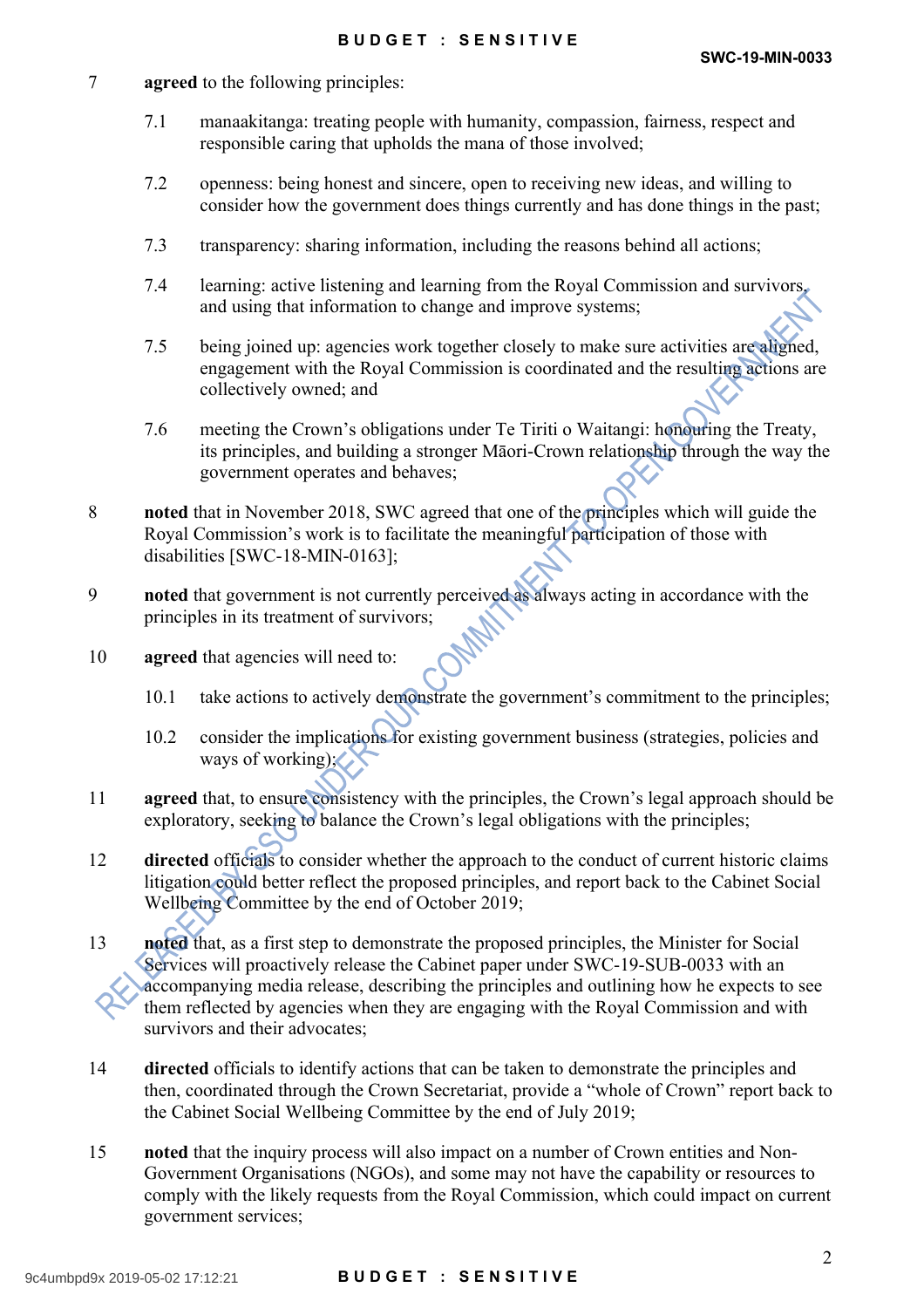7 **agreed** to the following principles:

 7.1 manaakitanga: treating people with humanity, compassion, fairness, respect and responsible caring that upholds the mana of those involved;

 7.2 openness: being honest and sincere, open to receiving new ideas, and willing to consider how the government does things currently and has done things in the past;

 7.3 transparency: sharing information, including the reasons behind all actions;

 7.4 learning: active listening and learning from the Royal Commission and survivors, and using that information to change and improve systems;

 7.5 being joined up: agencies work together closely to make sure activities are aligned, engagement with the Royal Commission is coordinated and the resulting actions are collectively owned; and

 7.6 meeting the Crown's obligations under Te Tiriti o Waitangi: honouring the Treaty, its principles, and building a stronger Māori-Crown relationship through the way the government operates and behaves;

8 **noted** that in November 2018, SWC agreed that one of the principles which will guide the Royal Commission's work is to facilitate the meaningful participation of those with disabilities [SWC-18-MIN-0163];

9 **noted** that government is not currently perceived as always acting in accordance with the principles in its treatment of survivors;

10 **agreed** that agencies will need to:

 10.1 take actions to actively demonstrate the government's commitment to the principles;

 10.2 consider the implications for existing government business (strategies, policies and ways of working);

11 **agreed** that, to ensure consistency with the principles, the Crown's legal approach should be exploratory, seeking to balance the Crown's legal obligations with the principles;

12 **directed** officials to consider whether the approach to the conduct of current historic claims litigation could better reflect the proposed principles, and report back to the Cabinet Social Wellbeing Committee by the end of October 2019;

13 **noted** that, as a first step to demonstrate the proposed principles, the Minister for Social Services will proactively release the Cabinet paper under SWC-19-SUB-0033 with an accompanying media release, describing the principles and outlining how he expects to see them reflected by agencies when they are engaging with the Royal Commission and with survivors and their advocates;

14 **directed** officials to identify actions that can be taken to demonstrate the principles and then, coordinated through the Crown Secretariat, provide a "whole of Crown" report back to the Cabinet Social Wellbeing Committee by the end of July 2019;

15 **noted** that the inquiry process will also impact on a number of Crown entities and Non-Government Organisations (NGOs), and some may not have the capability or resources to comply with the likely requests from the Royal Commission, which could impact on current government services;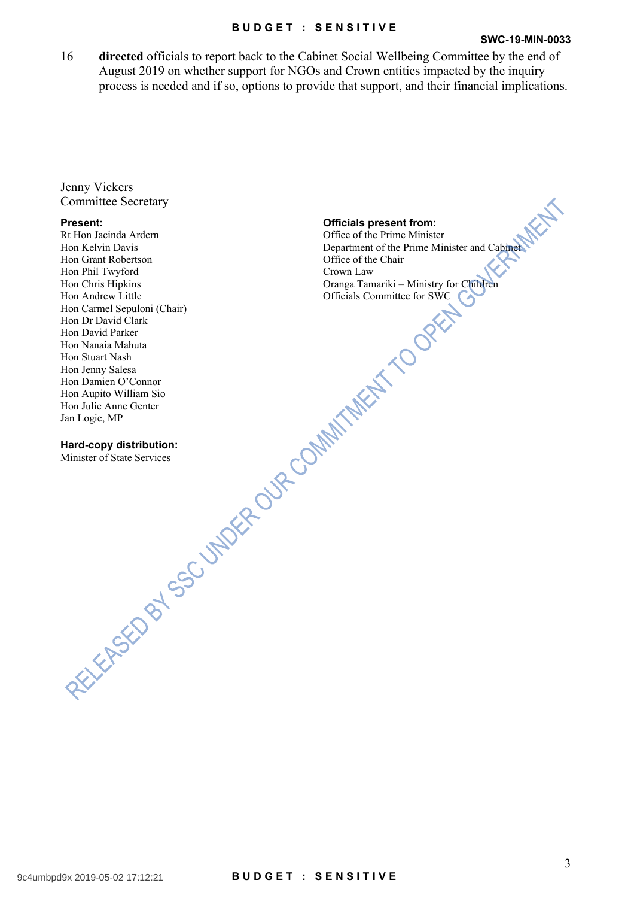16 **directed** officials to report back to the Cabinet Social Wellbeing Committee by the end of August 2019 on whether support for NGOs and Crown entities impacted by the inquiry process is needed and if so, options to provide that support, and their financial implications.

Jenny Vickers
Committee Secretary

**Present:**
Rt Hon Jacinda Ardern
Hon Kelvin Davis
Hon Grant Robertson
Hon Phil Twyford
Hon Chris Hipkins
Hon Andrew Little
Hon Carmel Sepuloni (Chair)
Hon Dr David Clark
Hon David Parker
Hon Nanaia Mahuta
Hon Stuart Nash
Hon Jenny Salesa
Hon Damien O'Connor
Hon Aupito William Sio
Hon Julie Anne Genter
Jan Logie, MP

**Officials present from:**
Office of the Prime Minister
Department of the Prime Minister and Cabinet
Office of the Chair
Crown Law
Oranga Tamariki – Ministry for Children
Officials Committee for SWC

**Hard-copy distribution:**
Minister of State Services

RELEASED BY SSC UNDER OUR COMMITMENT TO OPEN GOVERNMENT